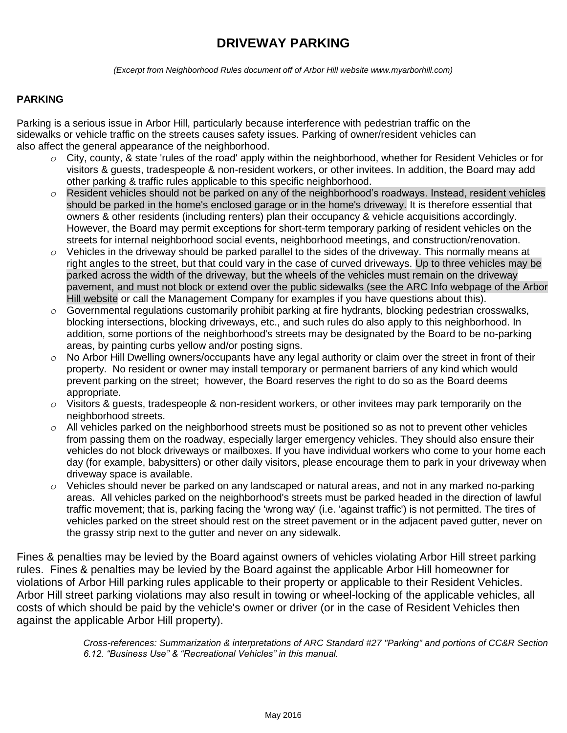# DRIVEWAY PARKING

*(Excerpt from Neighborhood Rules document off of Arbor Hill website www.myarborhill.com)*

**PARKING**

Parking is a serious issue in Arbor Hill, particularly because interference with pedestrian traffic on the sidewalks or vehicle traffic on the streets causes safety issues. Parking of owner/resident vehicles can also affect the general appearance of the neighborhood.

- City, county, & state 'rules of the road' apply within the neighborhood, whether for Resident Vehicles or for visitors & guests, tradespeople & non-resident workers, or other invitees. In addition, the Board may add other parking & traffic rules applicable to this specific neighborhood.
- Resident vehicles should not be parked on any of the neighborhood's roadways. Instead, resident vehicles should be parked in the home's enclosed garage or in the home's driveway. It is therefore essential that owners & other residents (including renters) plan their occupancy & vehicle acquisitions accordingly. However, the Board may permit exceptions for short-term temporary parking of resident vehicles on the streets for internal neighborhood social events, neighborhood meetings, and construction/renovation.
- Vehicles in the driveway should be parked parallel to the sides of the driveway. This normally means at right angles to the street, but that could vary in the case of curved driveways. Up to three vehicles may be parked across the width of the driveway, but the wheels of the vehicles must remain on the driveway pavement, and must not block or extend over the public sidewalks (see the ARC Info webpage of the Arbor Hill website or call the Management Company for examples if you have questions about this).
- Governmental regulations customarily prohibit parking at fire hydrants, blocking pedestrian crosswalks, blocking intersections, blocking driveways, etc., and such rules do also apply to this neighborhood. In addition, some portions of the neighborhood's streets may be designated by the Board to be no-parking areas, by painting curbs yellow and/or posting signs.
- No Arbor Hill Dwelling owners/occupants have any legal authority or claim over the street in front of their property. No resident or owner may install temporary or permanent barriers of any kind which would prevent parking on the street; however, the Board reserves the right to do so as the Board deems appropriate.
- Visitors & guests, tradespeople & non-resident workers, or other invitees may park temporarily on the neighborhood streets.
- All vehicles parked on the neighborhood streets must be positioned so as not to prevent other vehicles from passing them on the roadway, especially larger emergency vehicles. They should also ensure their vehicles do not block driveways or mailboxes. If you have individual workers who come to your home each day (for example, babysitters) or other daily visitors, please encourage them to park in your driveway when driveway space is available.
- Vehicles should never be parked on any landscaped or natural areas, and not in any marked no-parking areas. All vehicles parked on the neighborhood's streets must be parked headed in the direction of lawful traffic movement; that is, parking facing the 'wrong way' (i.e. 'against traffic') is not permitted. The tires of vehicles parked on the street should rest on the street pavement or in the adjacent paved gutter, never on the grassy strip next to the gutter and never on any sidewalk.

Fines & penalties may be levied by the Board against owners of vehicles violating Arbor Hill street parking rules. Fines & penalties may be levied by the Board against the applicable Arbor Hill homeowner for violations of Arbor Hill parking rules applicable to their property or applicable to their Resident Vehicles. Arbor Hill street parking violations may also result in towing or wheel-locking of the applicable vehicles, all costs of which should be paid by the vehicle's owner or driver (or in the case of Resident Vehicles then against the applicable Arbor Hill property).

*Cross-references: Summarization & interpretations of ARC Standard #27 "Parking" and portions of CC&R Section 6.12. "Business Use" & "Recreational Vehicles" in this manual.*

May 2016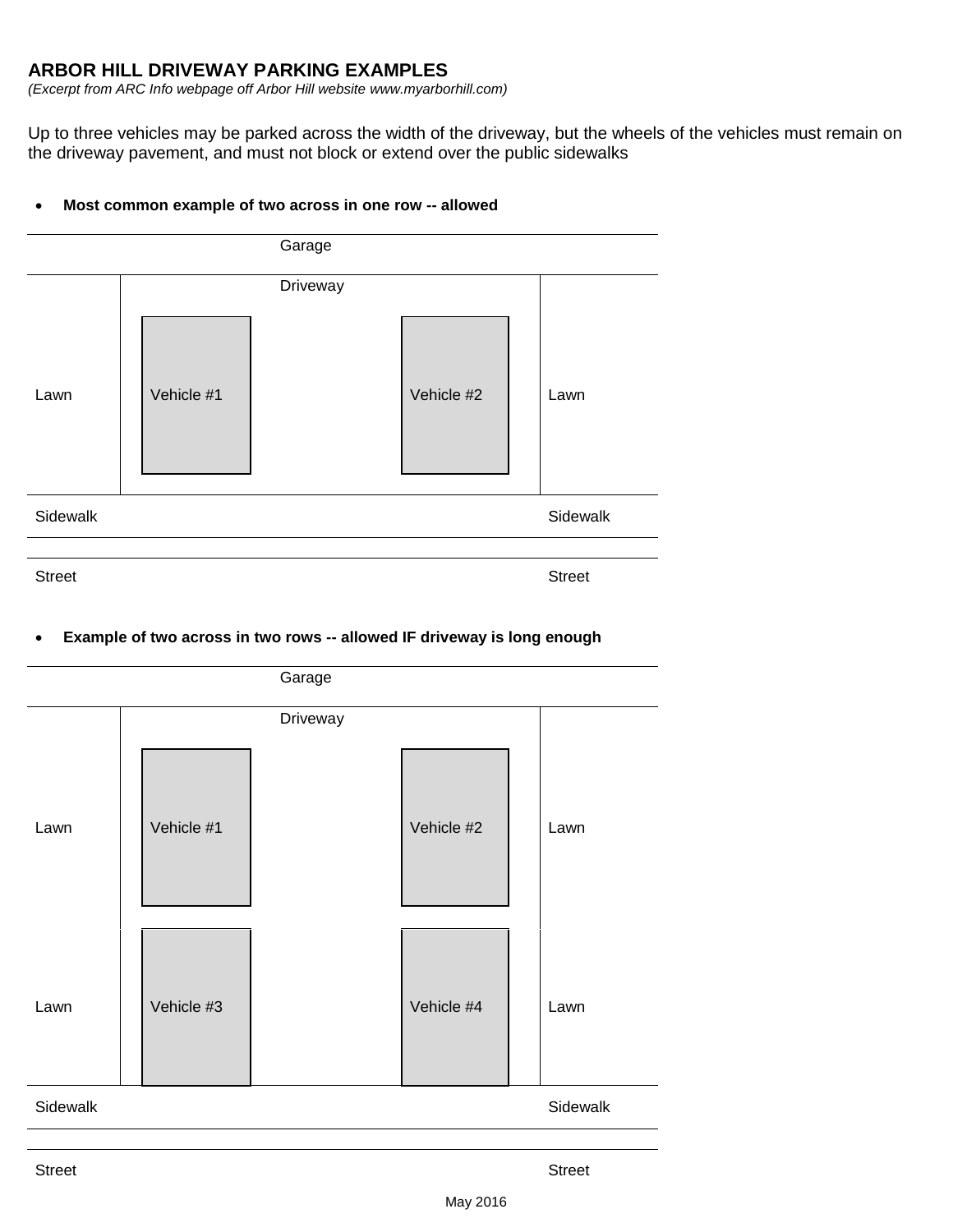## ARBOR HILL DRIVEWAY PARKING EXAMPLES

*(Excerpt from ARC Info webpage off Arbor Hill website www.myarborhill.com)*

Up to three vehicles may be parked across the width of the driveway, but the wheels of the vehicles must remain on the driveway pavement, and must not block or extend over the public sidewalks

- **Most common example of two across in one row -- allowed**

Garage

Driveway

Lawn | Vehicle #1 | Vehicle #2 | Lawn

Sidewalk | Sidewalk

Street | Street

- **Example of two across in two rows -- allowed IF driveway is long enough**

Garage

Driveway

Lawn | Vehicle #1 | Vehicle #2 | Lawn

Lawn | Vehicle #3 | Vehicle #4 | Lawn

Sidewalk | Sidewalk

Street | Street

May 2016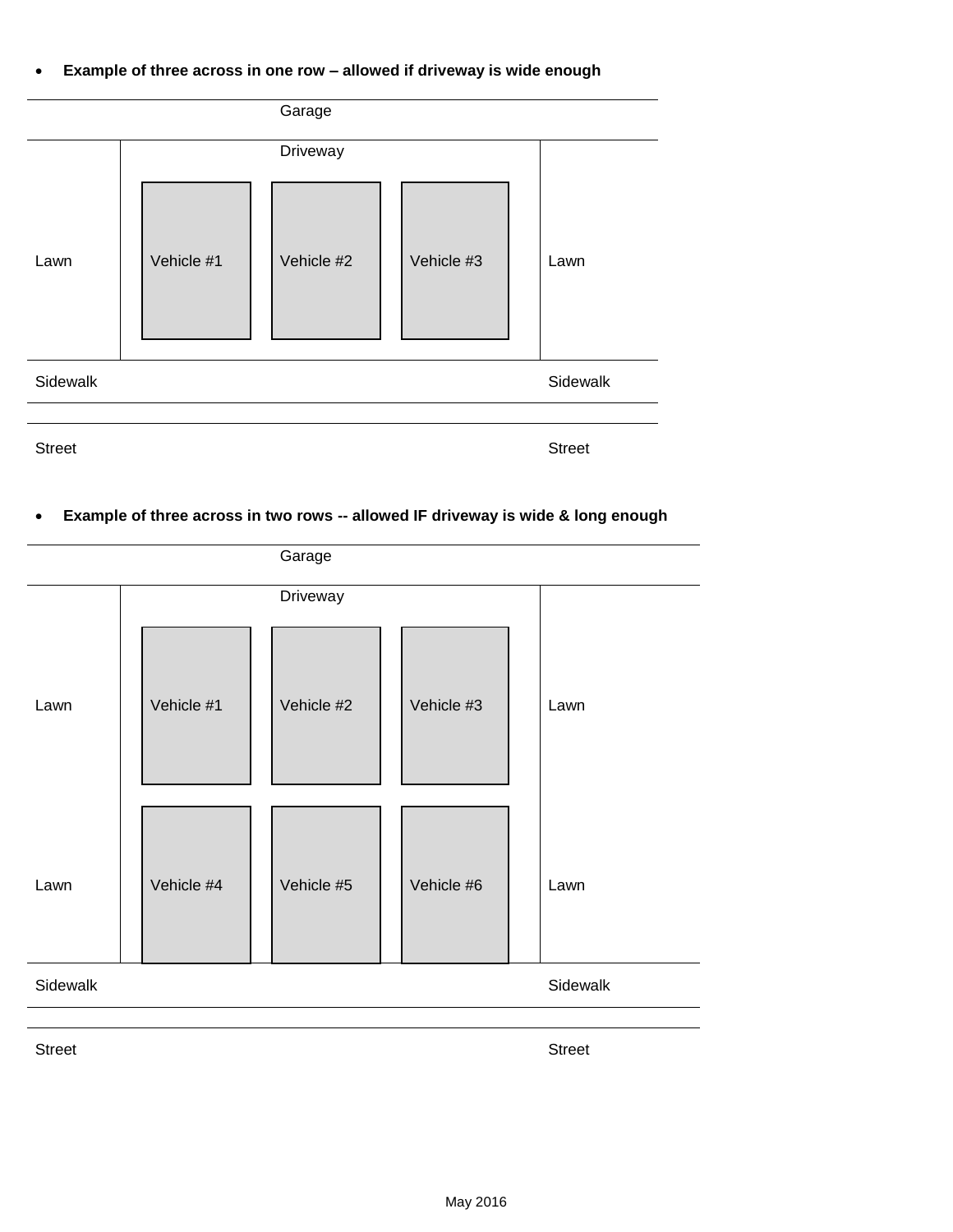- **Example of three across in one row – allowed if driveway is wide enough**

| Garage | | | | |
|---|---|---|---|---|
| | Driveway | | | |
| Lawn | Vehicle #1 | Vehicle #2 | Vehicle #3 | Lawn |
| Sidewalk | | | | Sidewalk |
| Street | | | | Street |

- **Example of three across in two rows -- allowed IF driveway is wide & long enough**

| Garage | | | | |
|---|---|---|---|---|
| | Driveway | | | |
| Lawn | Vehicle #1 | Vehicle #2 | Vehicle #3 | Lawn |
| Lawn | Vehicle #4 | Vehicle #5 | Vehicle #6 | Lawn |
| Sidewalk | | | | Sidewalk |
| Street | | | | Street |

May 2016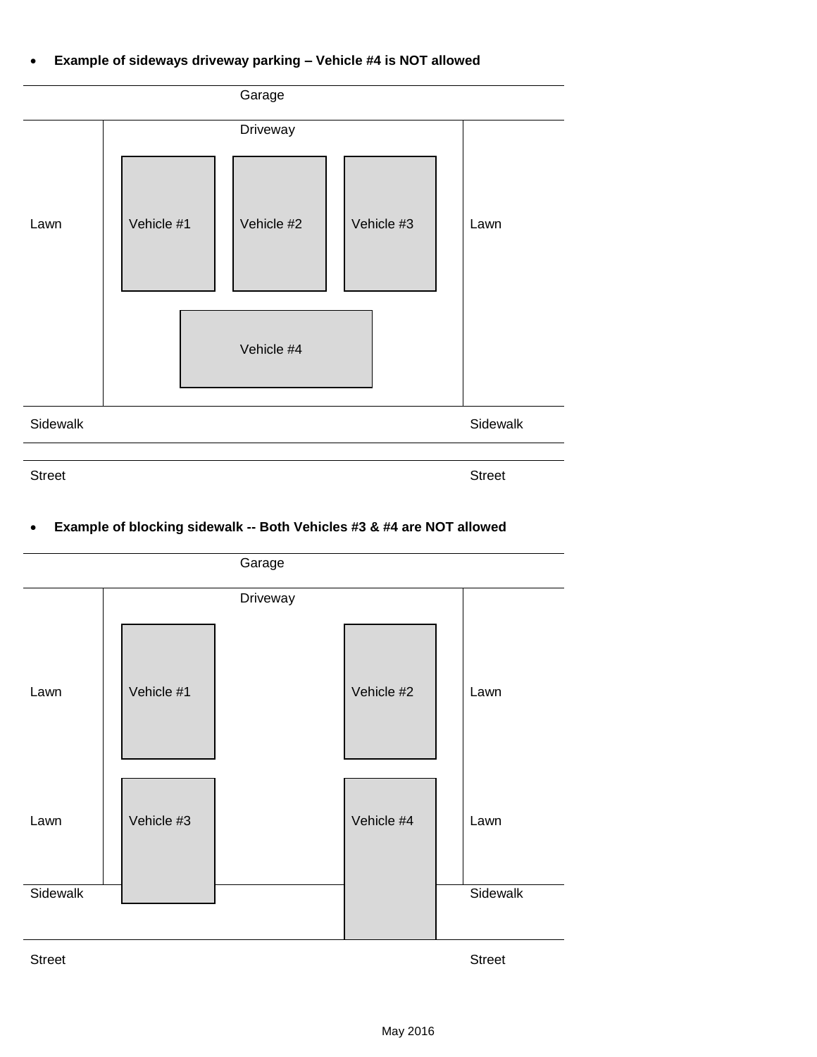- **Example of sideways driveway parking – Vehicle #4 is NOT allowed**

Garage

Driveway

Lawn

Vehicle #1

Vehicle #2

Vehicle #3

Lawn

Vehicle #4

Sidewalk

Sidewalk

Street

Street

- **Example of blocking sidewalk -- Both Vehicles #3 & #4 are NOT allowed**

Garage

Driveway

Lawn

Vehicle #1

Vehicle #2

Lawn

Lawn

Vehicle #3

Vehicle #4

Lawn

Sidewalk

Sidewalk

Street

Street

May 2016